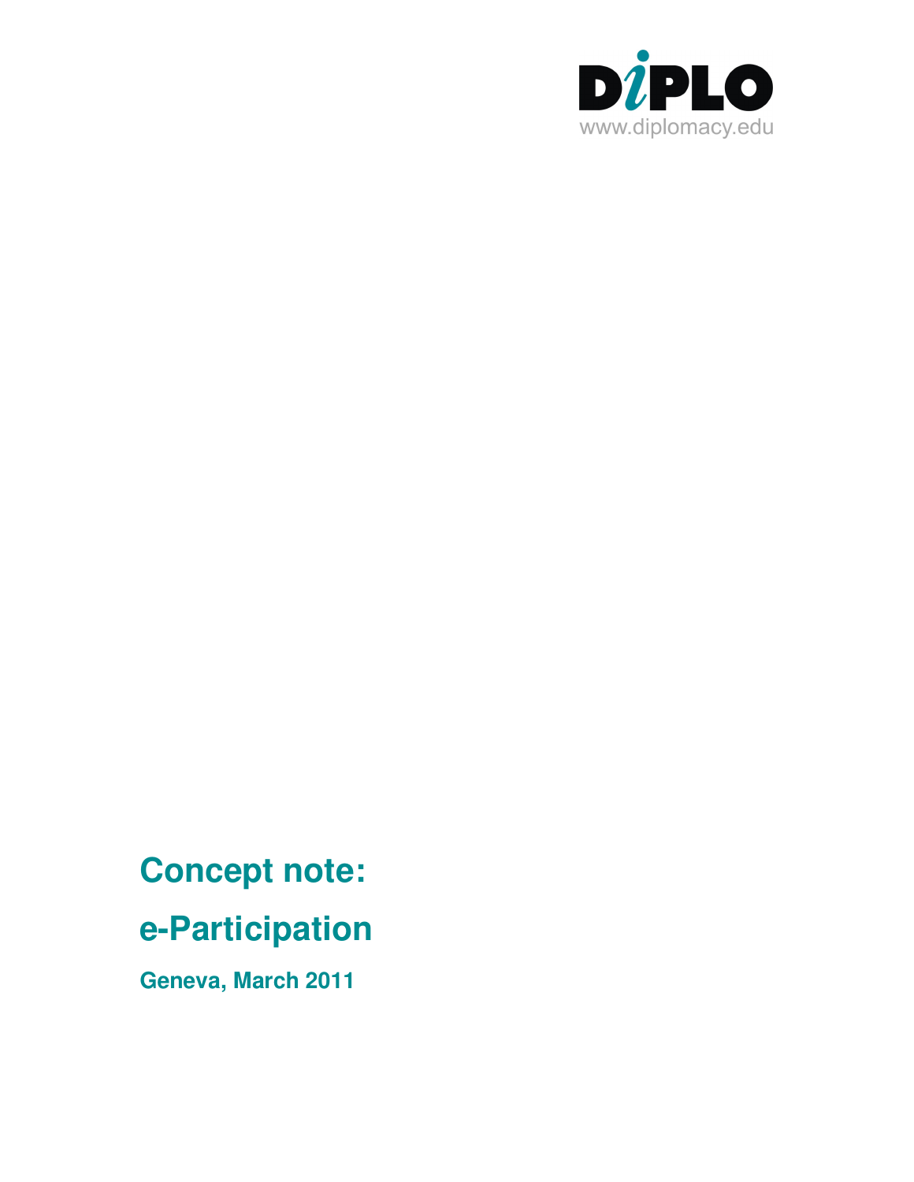DiPLO
www.diplomacy.edu

# Concept note:

# e-Participation

**Geneva, March 2011**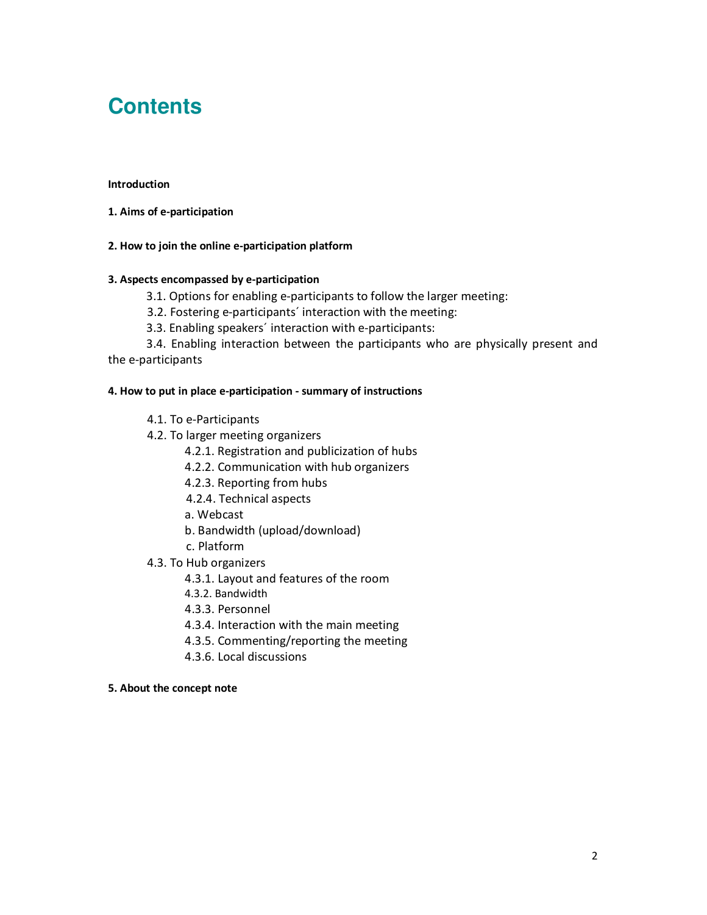# Contents

**Introduction**

**1. Aims of e-participation**

**2. How to join the online e-participation platform**

**3. Aspects encompassed by e-participation**

- 3.1. Options for enabling e-participants to follow the larger meeting:
- 3.2. Fostering e-participants´ interaction with the meeting:
- 3.3. Enabling speakers´ interaction with e-participants:
- 3.4. Enabling interaction between the participants who are physically present and the e-participants

**4. How to put in place e-participation - summary of instructions**

- 4.1. To e-Participants
- 4.2. To larger meeting organizers
  - 4.2.1. Registration and publicization of hubs
  - 4.2.2. Communication with hub organizers
  - 4.2.3. Reporting from hubs
  - 4.2.4. Technical aspects
  - a. Webcast
  - b. Bandwidth (upload/download)
  - c. Platform
- 4.3. To Hub organizers
  - 4.3.1. Layout and features of the room
  - 4.3.2. Bandwidth
  - 4.3.3. Personnel
  - 4.3.4. Interaction with the main meeting
  - 4.3.5. Commenting/reporting the meeting
  - 4.3.6. Local discussions

**5. About the concept note**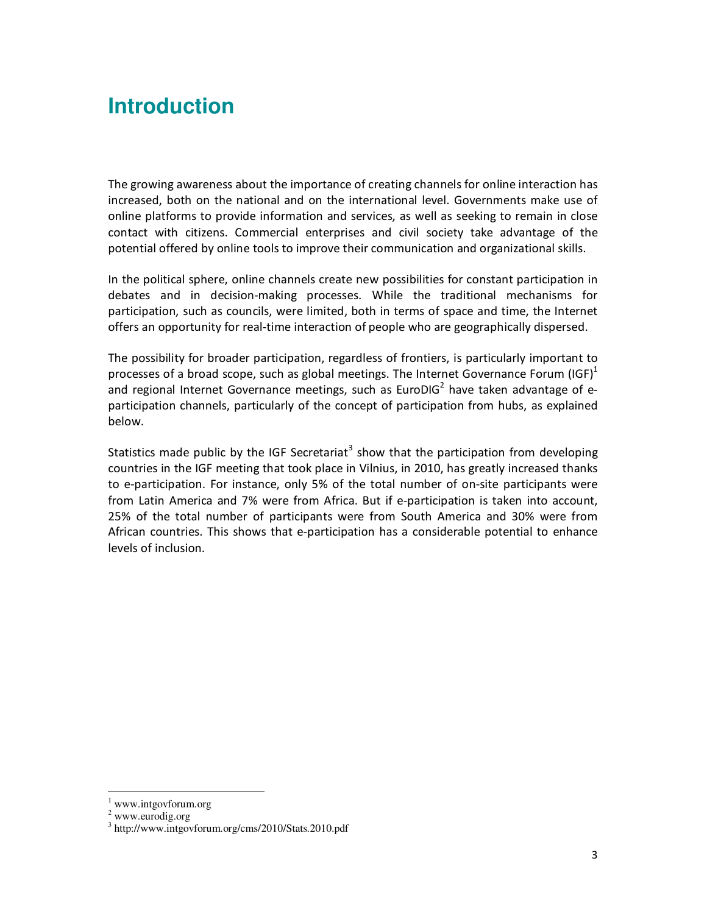# Introduction

The growing awareness about the importance of creating channels for online interaction has increased, both on the national and on the international level. Governments make use of online platforms to provide information and services, as well as seeking to remain in close contact with citizens. Commercial enterprises and civil society take advantage of the potential offered by online tools to improve their communication and organizational skills.

In the political sphere, online channels create new possibilities for constant participation in debates and in decision-making processes. While the traditional mechanisms for participation, such as councils, were limited, both in terms of space and time, the Internet offers an opportunity for real-time interaction of people who are geographically dispersed.

The possibility for broader participation, regardless of frontiers, is particularly important to processes of a broad scope, such as global meetings. The Internet Governance Forum (IGF)[1] and regional Internet Governance meetings, such as EuroDIG[2] have taken advantage of e-participation channels, particularly of the concept of participation from hubs, as explained below.

Statistics made public by the IGF Secretariat[3] show that the participation from developing countries in the IGF meeting that took place in Vilnius, in 2010, has greatly increased thanks to e-participation. For instance, only 5% of the total number of on-site participants were from Latin America and 7% were from Africa. But if e-participation is taken into account, 25% of the total number of participants were from South America and 30% were from African countries. This shows that e-participation has a considerable potential to enhance levels of inclusion.

---

[1] www.intgovforum.org
[2] www.eurodig.org
[3] http://www.intgovforum.org/cms/2010/Stats.2010.pdf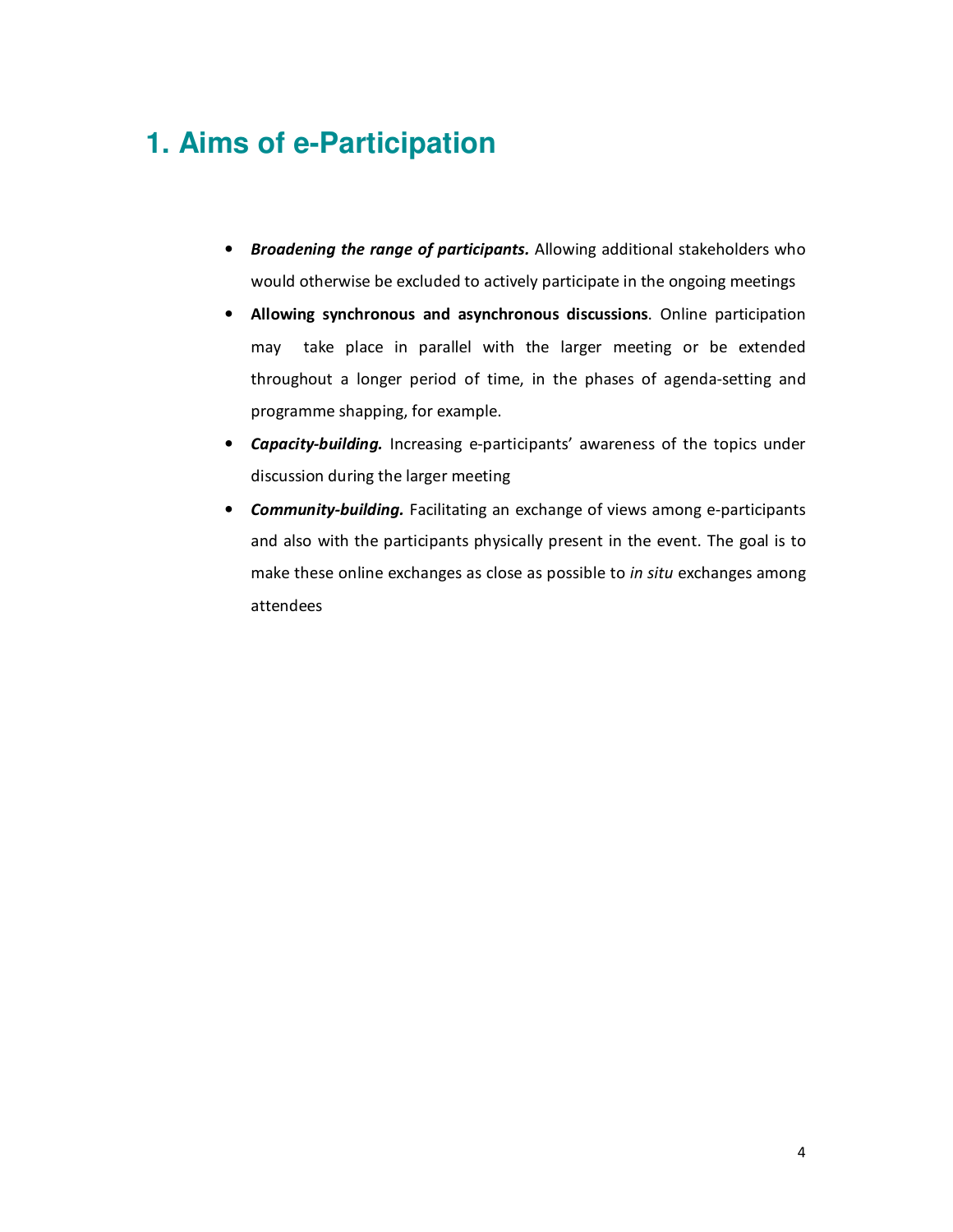# 1. Aims of e-Participation

- ***Broadening the range of participants.*** Allowing additional stakeholders who would otherwise be excluded to actively participate in the ongoing meetings
- **Allowing synchronous and asynchronous discussions**. Online participation may take place in parallel with the larger meeting or be extended throughout a longer period of time, in the phases of agenda-setting and programme shapping, for example.
- ***Capacity-building.*** Increasing e-participants' awareness of the topics under discussion during the larger meeting
- ***Community-building.*** Facilitating an exchange of views among e-participants and also with the participants physically present in the event. The goal is to make these online exchanges as close as possible to *in situ* exchanges among attendees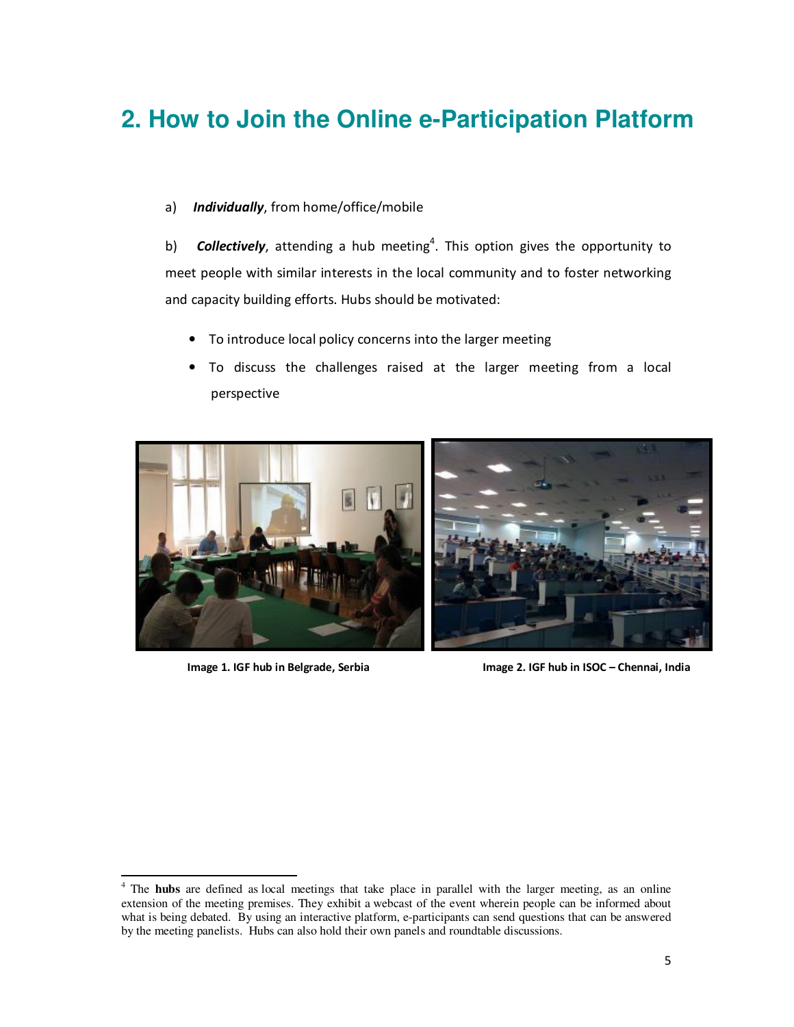## 2. How to Join the Online e-Participation Platform

a) ***Individually***, from home/office/mobile

b) ***Collectively***, attending a hub meeting[4]. This option gives the opportunity to meet people with similar interests in the local community and to foster networking and capacity building efforts. Hubs should be motivated:

- To introduce local policy concerns into the larger meeting
- To discuss the challenges raised at the larger meeting from a local perspective

**Image 1. IGF hub in Belgrade, Serbia**

**Image 2. IGF hub in ISOC – Chennai, India**

[4] The **hubs** are defined as local meetings that take place in parallel with the larger meeting, as an online extension of the meeting premises. They exhibit a webcast of the event wherein people can be informed about what is being debated. By using an interactive platform, e-participants can send questions that can be answered by the meeting panelists. Hubs can also hold their own panels and roundtable discussions.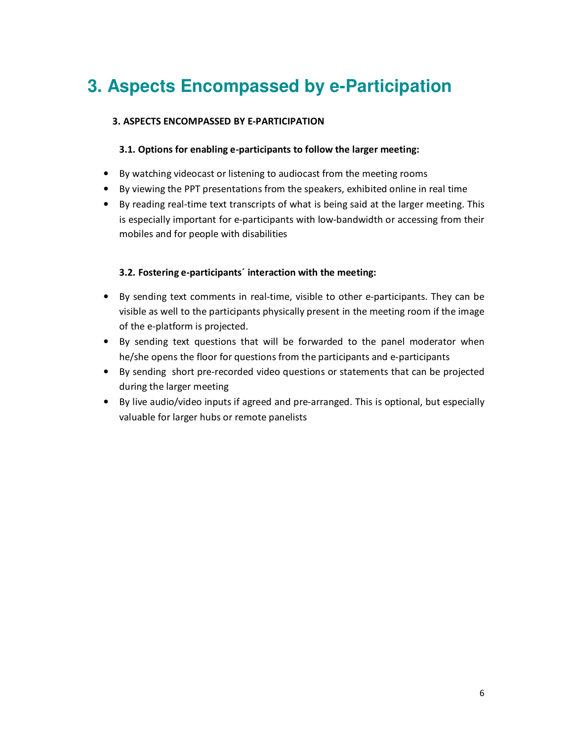# 3. Aspects Encompassed by e-Participation

**3. ASPECTS ENCOMPASSED BY E-PARTICIPATION**

### 3.1. Options for enabling e-participants to follow the larger meeting:

- By watching videocast or listening to audiocast from the meeting rooms
- By viewing the PPT presentations from the speakers, exhibited online in real time
- By reading real-time text transcripts of what is being said at the larger meeting. This is especially important for e-participants with low-bandwidth or accessing from their mobiles and for people with disabilities

### 3.2. Fostering e-participants´ interaction with the meeting:

- By sending text comments in real-time, visible to other e-participants. They can be visible as well to the participants physically present in the meeting room if the image of the e-platform is projected.
- By sending text questions that will be forwarded to the panel moderator when he/she opens the floor for questions from the participants and e-participants
- By sending short pre-recorded video questions or statements that can be projected during the larger meeting
- By live audio/video inputs if agreed and pre-arranged. This is optional, but especially valuable for larger hubs or remote panelists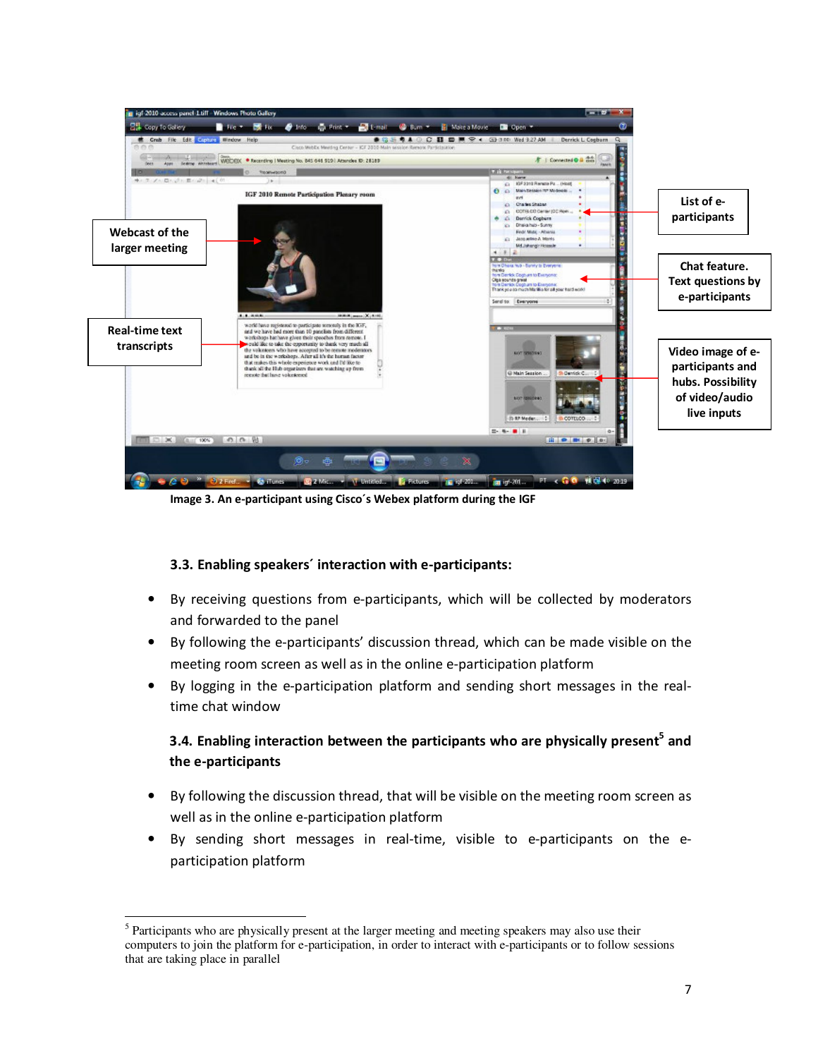Webcast of the larger meeting

Real-time text transcripts

List of e-participants

Chat feature. Text questions by e-participants

Video image of e-participants and hubs. Possibility of video/audio live inputs

Image 3. An e-participant using Cisco´s Webex platform during the IGF

### 3.3. Enabling speakers´ interaction with e-participants:

- By receiving questions from e-participants, which will be collected by moderators and forwarded to the panel
- By following the e-participants' discussion thread, which can be made visible on the meeting room screen as well as in the online e-participation platform
- By logging in the e-participation platform and sending short messages in the real-time chat window

### 3.4. Enabling interaction between the participants who are physically present[5] and the e-participants

- By following the discussion thread, that will be visible on the meeting room screen as well as in the online e-participation platform
- By sending short messages in real-time, visible to e-participants on the e-participation platform

[5] Participants who are physically present at the larger meeting and meeting speakers may also use their computers to join the platform for e-participation, in order to interact with e-participants or to follow sessions that are taking place in parallel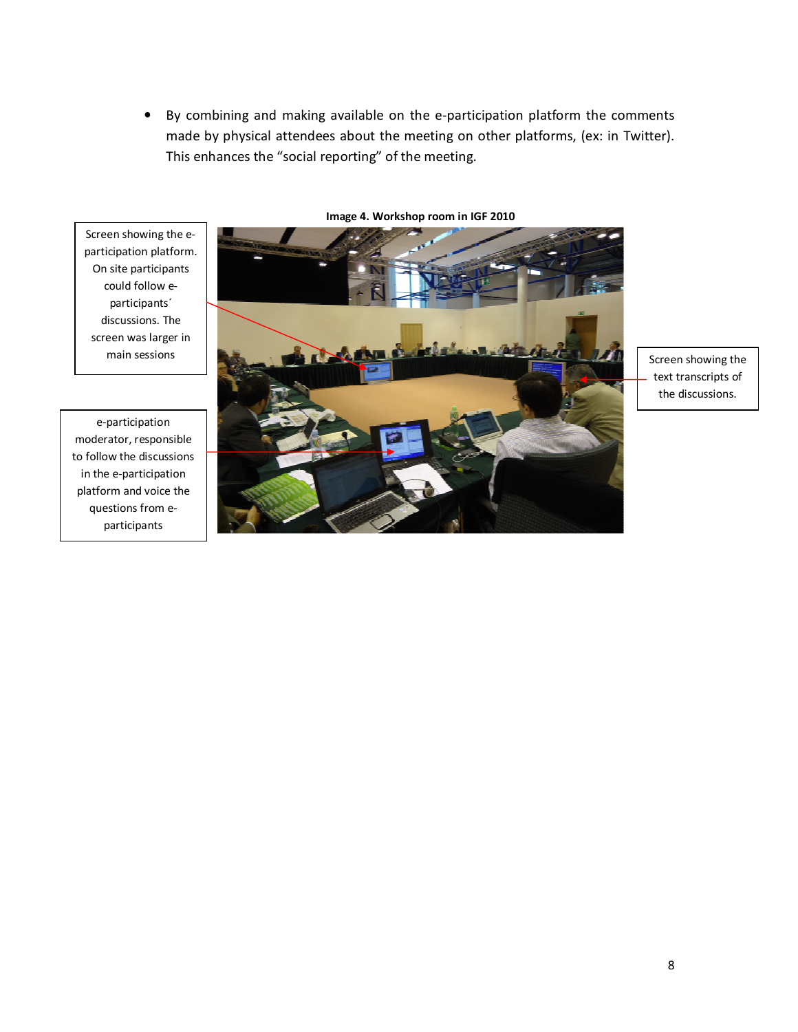- By combining and making available on the e-participation platform the comments made by physical attendees about the meeting on other platforms, (ex: in Twitter). This enhances the "social reporting" of the meeting.

**Image 4. Workshop room in IGF 2010**

Screen showing the e-participation platform. On site participants could follow e-participants´ discussions. The screen was larger in main sessions

Screen showing the text transcripts of the discussions.

e-participation moderator, responsible to follow the discussions in the e-participation platform and voice the questions from e-participants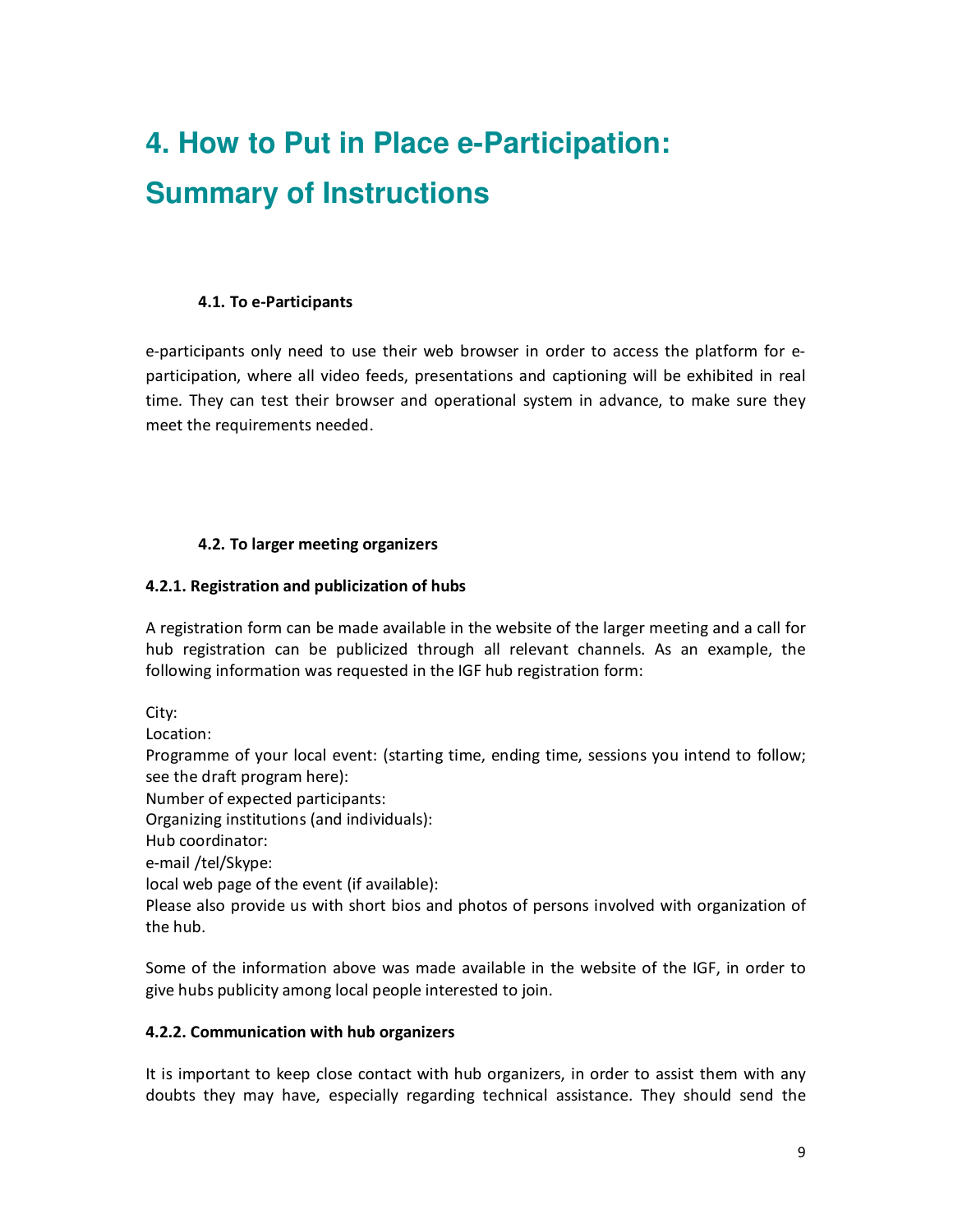# 4. How to Put in Place e-Participation: Summary of Instructions

### 4.1. To e-Participants

e-participants only need to use their web browser in order to access the platform for e-participation, where all video feeds, presentations and captioning will be exhibited in real time. They can test their browser and operational system in advance, to make sure they meet the requirements needed.

### 4.2. To larger meeting organizers

#### 4.2.1. Registration and publicization of hubs

A registration form can be made available in the website of the larger meeting and a call for hub registration can be publicized through all relevant channels. As an example, the following information was requested in the IGF hub registration form:

City:
Location:
Programme of your local event: (starting time, ending time, sessions you intend to follow; see the draft program here):
Number of expected participants:
Organizing institutions (and individuals):
Hub coordinator:
e-mail /tel/Skype:
local web page of the event (if available):
Please also provide us with short bios and photos of persons involved with organization of the hub.

Some of the information above was made available in the website of the IGF, in order to give hubs publicity among local people interested to join.

#### 4.2.2. Communication with hub organizers

It is important to keep close contact with hub organizers, in order to assist them with any doubts they may have, especially regarding technical assistance. They should send the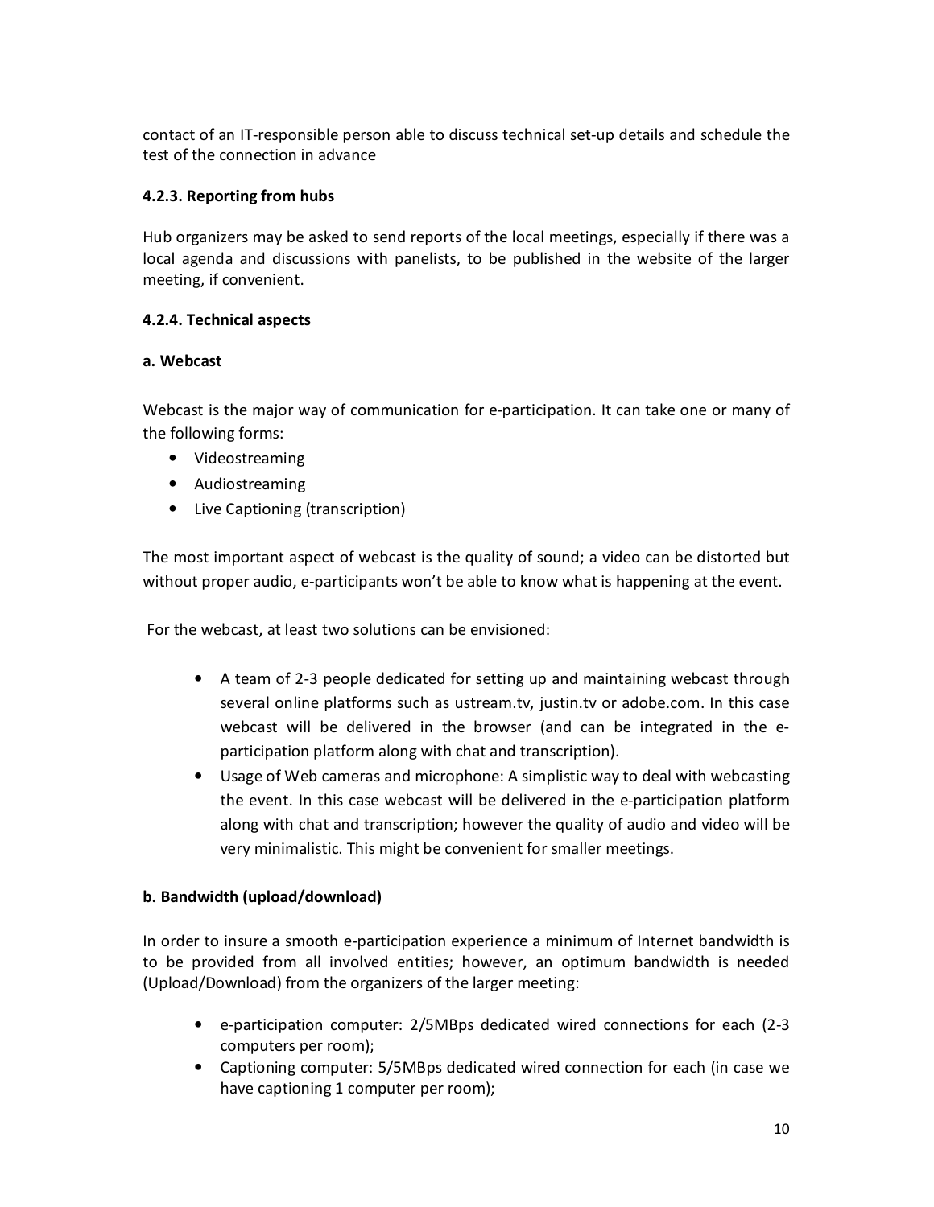contact of an IT-responsible person able to discuss technical set-up details and schedule the test of the connection in advance

#### 4.2.3. Reporting from hubs

Hub organizers may be asked to send reports of the local meetings, especially if there was a local agenda and discussions with panelists, to be published in the website of the larger meeting, if convenient.

#### 4.2.4. Technical aspects

**a. Webcast**

Webcast is the major way of communication for e-participation. It can take one or many of the following forms:

- Videostreaming
- Audiostreaming
- Live Captioning (transcription)

The most important aspect of webcast is the quality of sound; a video can be distorted but without proper audio, e-participants won't be able to know what is happening at the event.

For the webcast, at least two solutions can be envisioned:

- A team of 2-3 people dedicated for setting up and maintaining webcast through several online platforms such as ustream.tv, justin.tv or adobe.com. In this case webcast will be delivered in the browser (and can be integrated in the e-participation platform along with chat and transcription).
- Usage of Web cameras and microphone: A simplistic way to deal with webcasting the event. In this case webcast will be delivered in the e-participation platform along with chat and transcription; however the quality of audio and video will be very minimalistic. This might be convenient for smaller meetings.

**b. Bandwidth (upload/download)**

In order to insure a smooth e-participation experience a minimum of Internet bandwidth is to be provided from all involved entities; however, an optimum bandwidth is needed (Upload/Download) from the organizers of the larger meeting:

- e-participation computer: 2/5MBps dedicated wired connections for each (2-3 computers per room);
- Captioning computer: 5/5MBps dedicated wired connection for each (in case we have captioning 1 computer per room);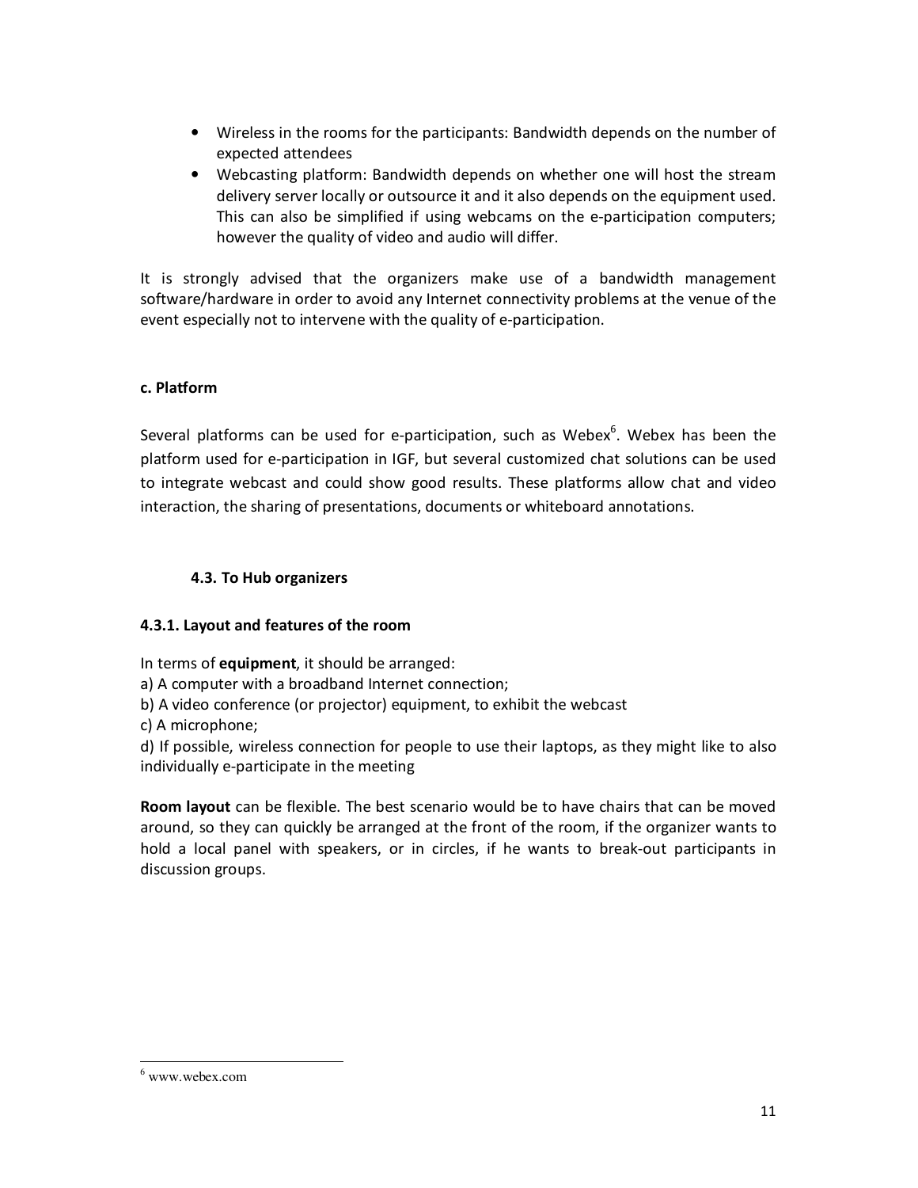- Wireless in the rooms for the participants: Bandwidth depends on the number of expected attendees
- Webcasting platform: Bandwidth depends on whether one will host the stream delivery server locally or outsource it and it also depends on the equipment used. This can also be simplified if using webcams on the e-participation computers; however the quality of video and audio will differ.

It is strongly advised that the organizers make use of a bandwidth management software/hardware in order to avoid any Internet connectivity problems at the venue of the event especially not to intervene with the quality of e-participation.

**c. Platform**

Several platforms can be used for e-participation, such as Webex[6]. Webex has been the platform used for e-participation in IGF, but several customized chat solutions can be used to integrate webcast and could show good results. These platforms allow chat and video interaction, the sharing of presentations, documents or whiteboard annotations.

### 4.3. To Hub organizers

#### 4.3.1. Layout and features of the room

In terms of **equipment**, it should be arranged:
a) A computer with a broadband Internet connection;
b) A video conference (or projector) equipment, to exhibit the webcast
c) A microphone;
d) If possible, wireless connection for people to use their laptops, as they might like to also individually e-participate in the meeting

**Room layout** can be flexible. The best scenario would be to have chairs that can be moved around, so they can quickly be arranged at the front of the room, if the organizer wants to hold a local panel with speakers, or in circles, if he wants to break-out participants in discussion groups.

[6] www.webex.com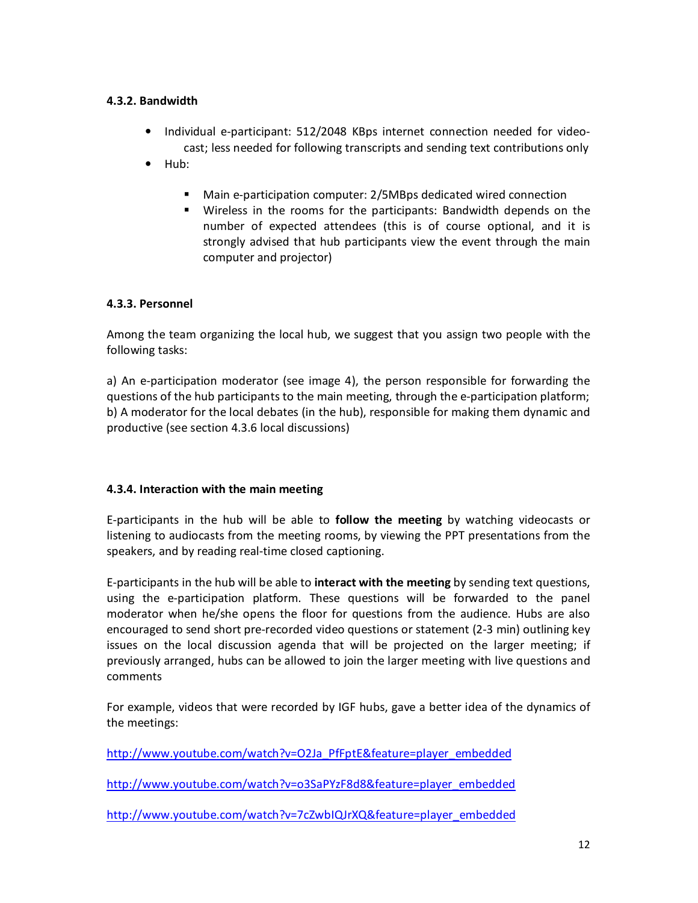#### 4.3.2. Bandwidth

- Individual e-participant: 512/2048 KBps internet connection needed for video-cast; less needed for following transcripts and sending text contributions only
- Hub:
  - Main e-participation computer: 2/5MBps dedicated wired connection
  - Wireless in the rooms for the participants: Bandwidth depends on the number of expected attendees (this is of course optional, and it is strongly advised that hub participants view the event through the main computer and projector)

#### 4.3.3. Personnel

Among the team organizing the local hub, we suggest that you assign two people with the following tasks:

a) An e-participation moderator (see image 4), the person responsible for forwarding the questions of the hub participants to the main meeting, through the e-participation platform;
b) A moderator for the local debates (in the hub), responsible for making them dynamic and productive (see section 4.3.6 local discussions)

#### 4.3.4. Interaction with the main meeting

E-participants in the hub will be able to **follow the meeting** by watching videocasts or listening to audiocasts from the meeting rooms, by viewing the PPT presentations from the speakers, and by reading real-time closed captioning.

E-participants in the hub will be able to **interact with the meeting** by sending text questions, using the e-participation platform. These questions will be forwarded to the panel moderator when he/she opens the floor for questions from the audience. Hubs are also encouraged to send short pre-recorded video questions or statement (2-3 min) outlining key issues on the local discussion agenda that will be projected on the larger meeting; if previously arranged, hubs can be allowed to join the larger meeting with live questions and comments

For example, videos that were recorded by IGF hubs, gave a better idea of the dynamics of the meetings:

http://www.youtube.com/watch?v=O2Ja_PfFptE&feature=player_embedded

http://www.youtube.com/watch?v=o3SaPYzF8d8&feature=player_embedded

http://www.youtube.com/watch?v=7cZwbIQJrXQ&feature=player_embedded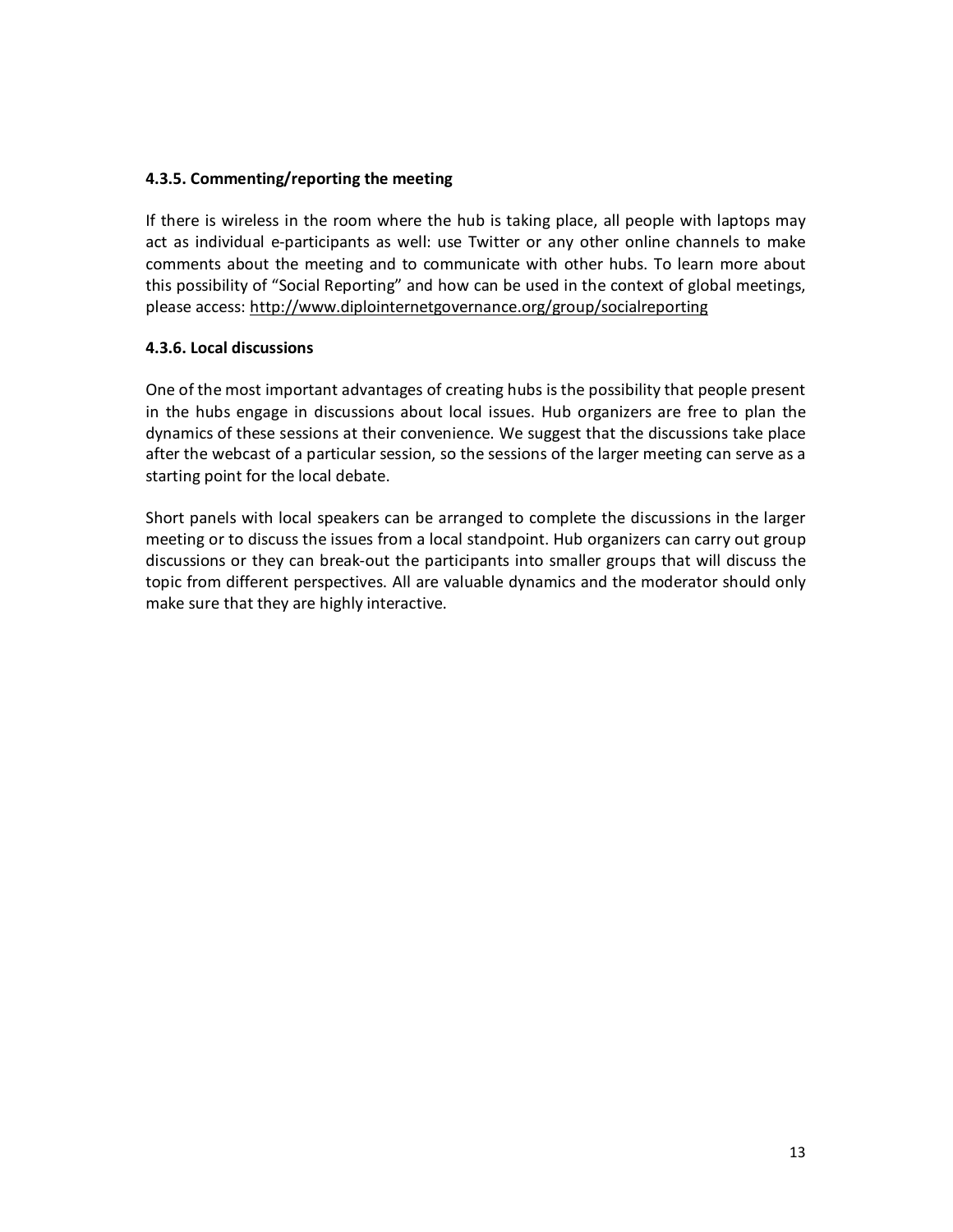#### 4.3.5. Commenting/reporting the meeting

If there is wireless in the room where the hub is taking place, all people with laptops may act as individual e-participants as well: use Twitter or any other online channels to make comments about the meeting and to communicate with other hubs. To learn more about this possibility of "Social Reporting" and how can be used in the context of global meetings, please access: http://www.diplointernetgovernance.org/group/socialreporting

#### 4.3.6. Local discussions

One of the most important advantages of creating hubs is the possibility that people present in the hubs engage in discussions about local issues. Hub organizers are free to plan the dynamics of these sessions at their convenience. We suggest that the discussions take place after the webcast of a particular session, so the sessions of the larger meeting can serve as a starting point for the local debate.

Short panels with local speakers can be arranged to complete the discussions in the larger meeting or to discuss the issues from a local standpoint. Hub organizers can carry out group discussions or they can break-out the participants into smaller groups that will discuss the topic from different perspectives. All are valuable dynamics and the moderator should only make sure that they are highly interactive.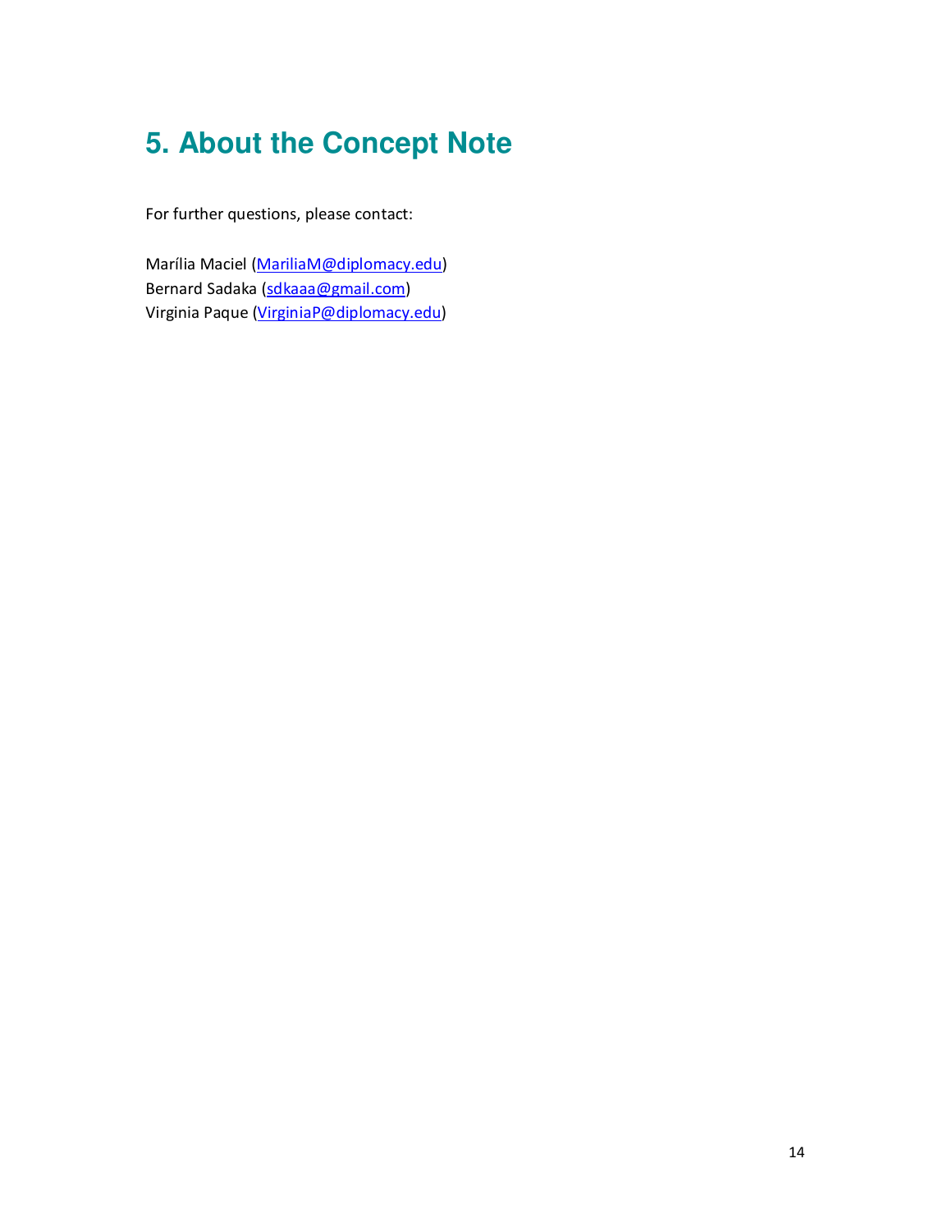## 5. About the Concept Note

For further questions, please contact:

Marília Maciel (MariliaM@diplomacy.edu)
Bernard Sadaka (sdkaaa@gmail.com)
Virginia Paque (VirginiaP@diplomacy.edu)